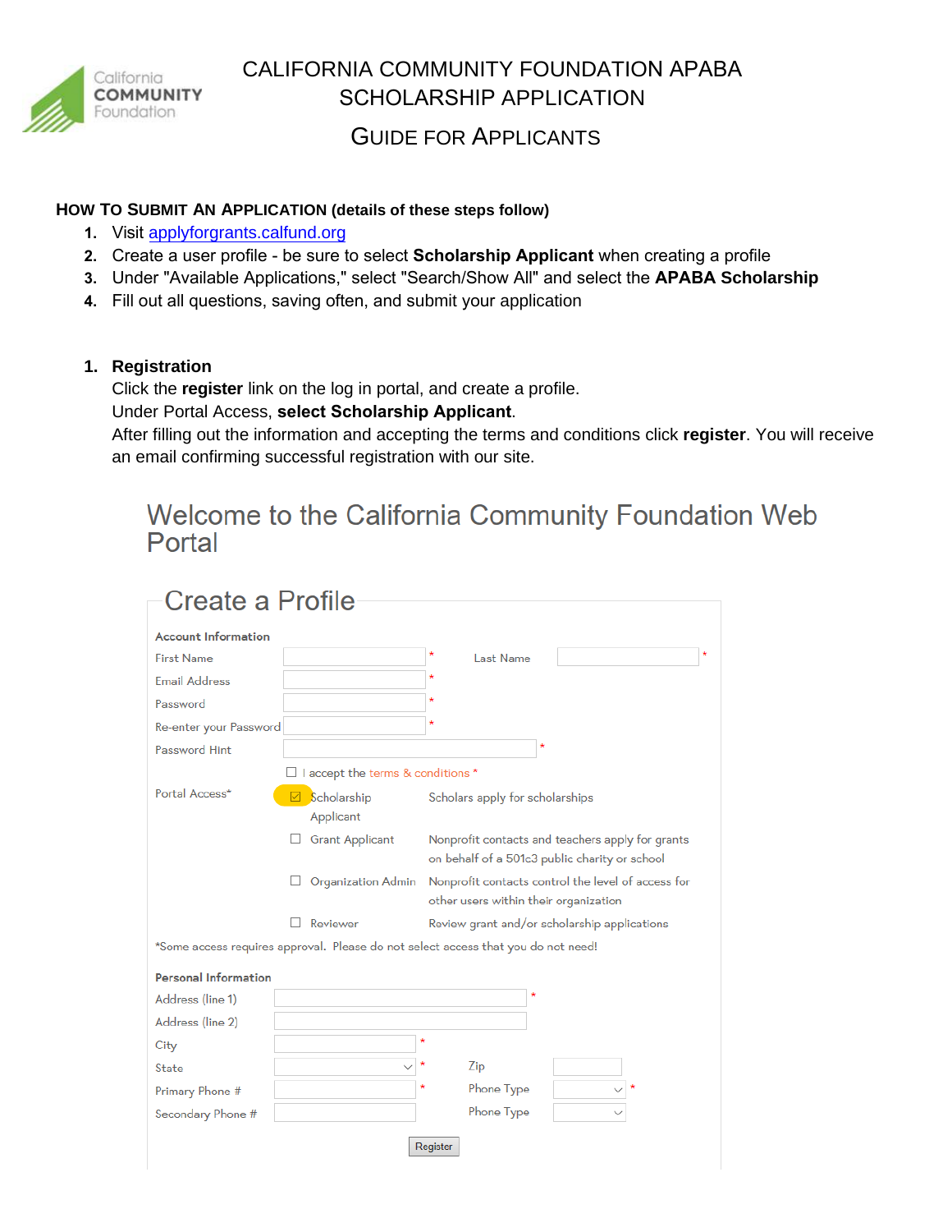# CALIFORNIA COMMUNITY FOUNDATION APABA SCHOLARSHIP APPLICATION

## GUIDE FOR APPLICANTS

**HOW TO SUBMIT AN APPLICATION (details of these steps follow)**

1. Visit applyforgrants.calfund.org
2. Create a user profile - be sure to select **Scholarship Applicant** when creating a profile
3. Under "Available Applications," select "Search/Show All" and select the **APABA Scholarship**
4. Fill out all questions, saving often, and submit your application

1. **Registration**
   Click the **register** link on the log in portal, and create a profile.
   Under Portal Access, **select Scholarship Applicant**.
   After filling out the information and accepting the terms and conditions click **register**. You will receive an email confirming successful registration with our site.

Welcome to the California Community Foundation Web Portal

Create a Profile

**Account Information**

First Name * Last Name *
Email Address *
Password *
Re-enter your Password *
Password Hint *

☐ I accept the terms & conditions *

Portal Access*

| | | |
|---|---|---|
| ☑ | Scholarship Applicant | Scholars apply for scholarships |
| ☐ | Grant Applicant | Nonprofit contacts and teachers apply for grants on behalf of a 501c3 public charity or school |
| ☐ | Organization Admin | Nonprofit contacts control the level of access for other users within their organization |
| ☐ | Reviewer | Review grant and/or scholarship applications |

*Some access requires approval. Please do not select access that you do not need!

**Personal Information**

Address (line 1) *
Address (line 2)
City *
State * Zip
Primary Phone # * Phone Type *
Secondary Phone # Phone Type

Register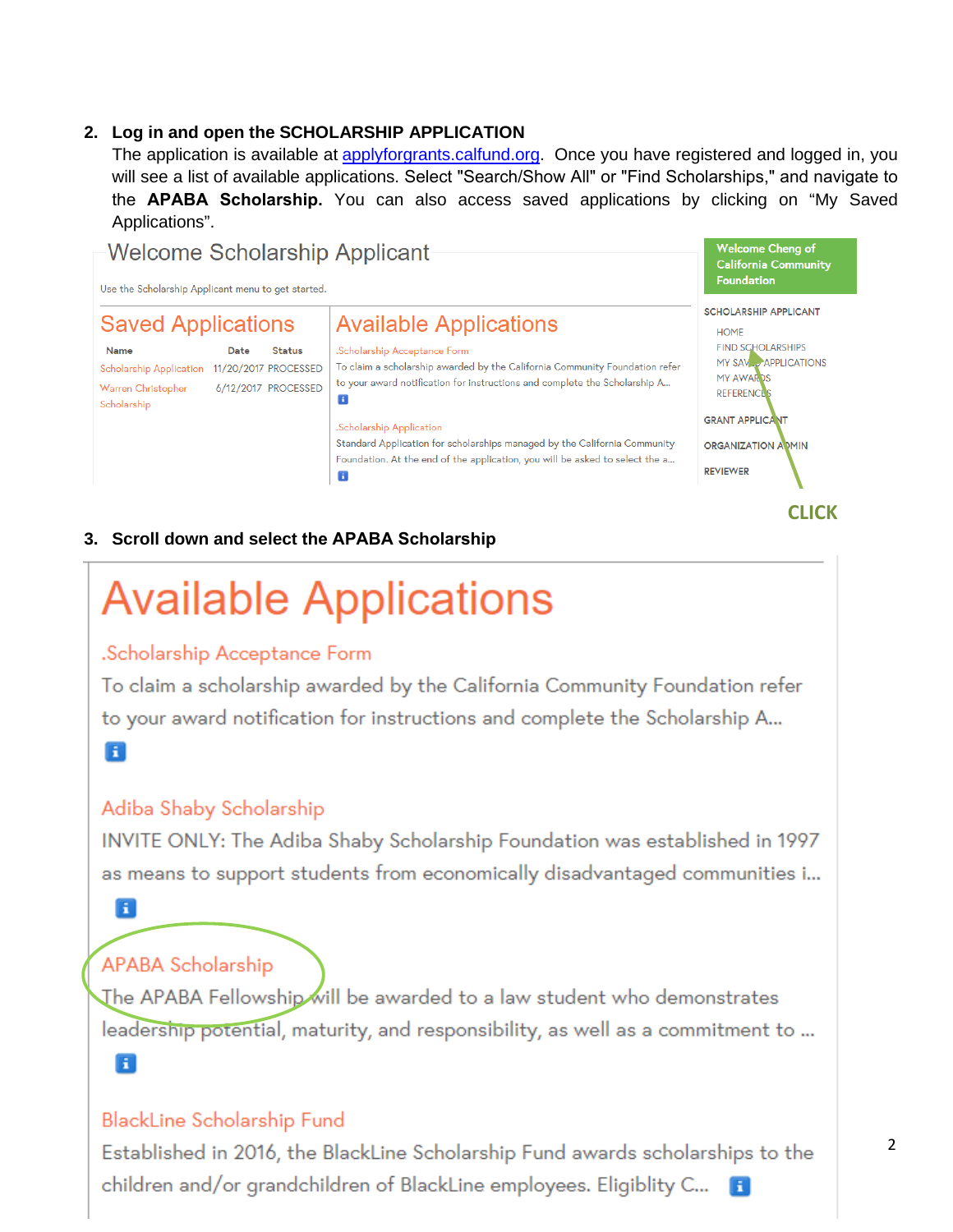2. **Log in and open the SCHOLARSHIP APPLICATION**
   The application is available at applyforgrants.calfund.org. Once you have registered and logged in, you will see a list of available applications. Select "Search/Show All" or "Find Scholarships," and navigate to the **APABA Scholarship.** You can also access saved applications by clicking on "My Saved Applications".

Welcome Scholarship Applicant

Use the Scholarship Applicant menu to get started.

**Saved Applications**

| Name | Date | Status |
|---|---|---|
| Scholarship Application | 11/20/2017 | PROCESSED |
| Warren Christopher Scholarship | 6/12/2017 | PROCESSED |

**Available Applications**

.Scholarship Acceptance Form
To claim a scholarship awarded by the California Community Foundation refer to your award notification for instructions and complete the Scholarship A...

.Scholarship Application
Standard Application for scholarships managed by the California Community Foundation. At the end of the application, you will be asked to select the a...

Welcome Cheng of California Community Foundation

SCHOLARSHIP APPLICANT
- HOME
- FIND SCHOLARSHIPS
- MY SAVED APPLICATIONS
- MY AWARDS
- REFERENCES

GRANT APPLICANT

ORGANIZATION ADMIN

REVIEWER

CLICK

3. **Scroll down and select the APABA Scholarship**

**Available Applications**

.Scholarship Acceptance Form
To claim a scholarship awarded by the California Community Foundation refer to your award notification for instructions and complete the Scholarship A...

Adiba Shaby Scholarship
INVITE ONLY: The Adiba Shaby Scholarship Foundation was established in 1997 as means to support students from economically disadvantaged communities i...

APABA Scholarship
The APABA Fellowship will be awarded to a law student who demonstrates leadership potential, maturity, and responsibility, as well as a commitment to ...

BlackLine Scholarship Fund
Established in 2016, the BlackLine Scholarship Fund awards scholarships to the children and/or grandchildren of BlackLine employees. Eligiblity C...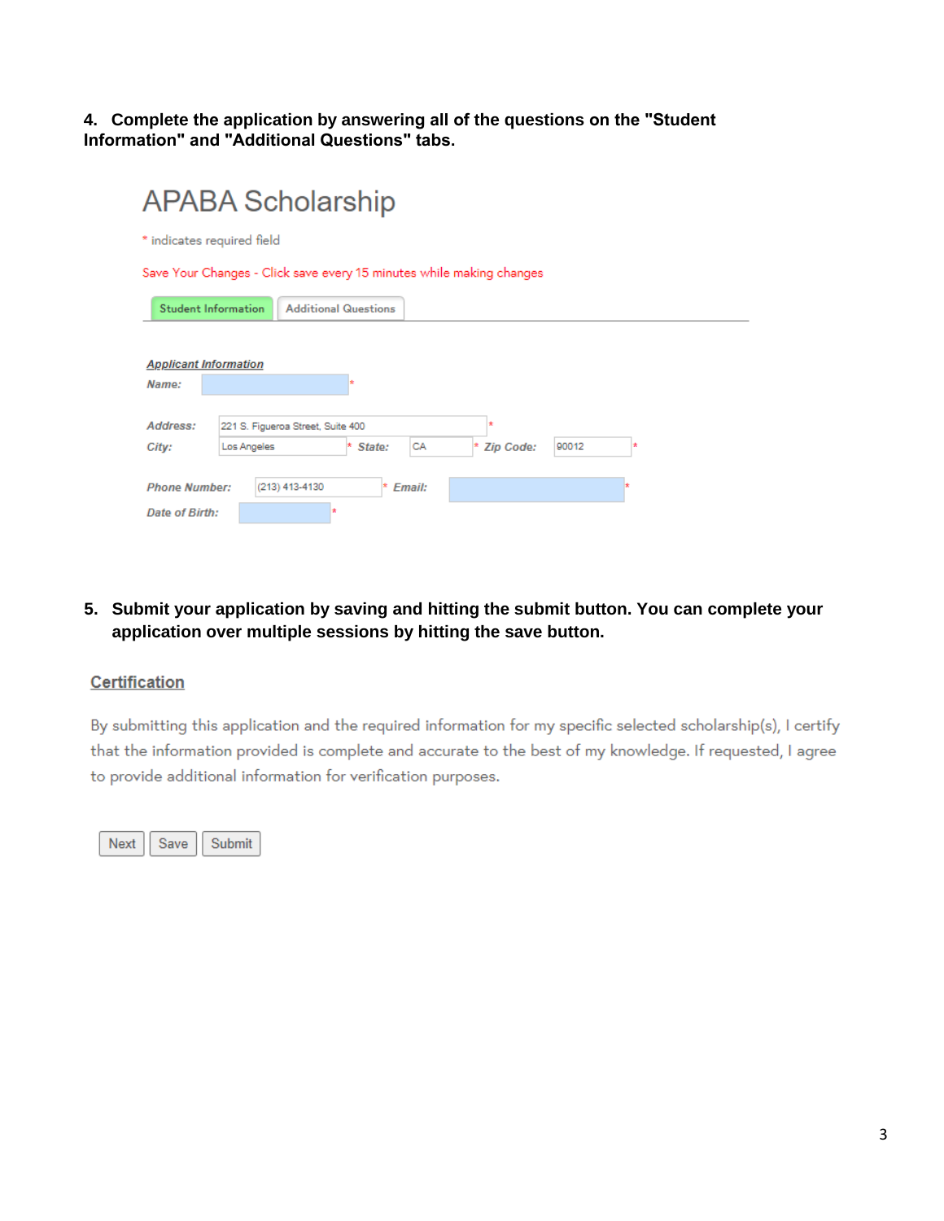4. **Complete the application by answering all of the questions on the "Student Information" and "Additional Questions" tabs.**

APABA Scholarship

* indicates required field

Save Your Changes - Click save every 15 minutes while making changes

Student Information | Additional Questions

*Applicant Information*

**Name:** *

**Address:** 221 S. Figueroa Street, Suite 400 *

**City:** Los Angeles * **State:** CA * **Zip Code:** 90012 *

**Phone Number:** (213) 413-4130 * **Email:** *

**Date of Birth:** *

5. **Submit your application by saving and hitting the submit button. You can complete your application over multiple sessions by hitting the save button.**

**Certification**

By submitting this application and the required information for my specific selected scholarship(s), I certify that the information provided is complete and accurate to the best of my knowledge. If requested, I agree to provide additional information for verification purposes.

Next | Save | Submit